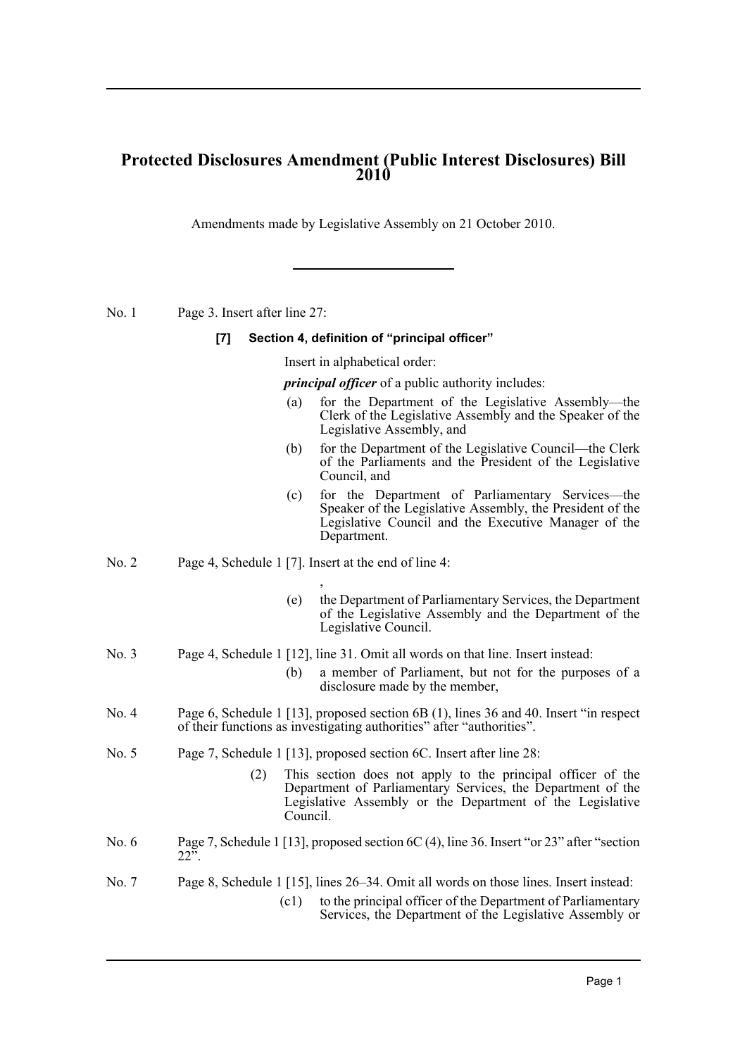# Protected Disclosures Amendment (Public Interest Disclosures) Bill 2010

Amendments made by Legislative Assembly on 21 October 2010.

---

No. 1 Page 3. Insert after line 27:

**[7] Section 4, definition of "principal officer"**

Insert in alphabetical order:

***principal officer*** of a public authority includes:

(a) for the Department of the Legislative Assembly—the Clerk of the Legislative Assembly and the Speaker of the Legislative Assembly, and

(b) for the Department of the Legislative Council—the Clerk of the Parliaments and the President of the Legislative Council, and

(c) for the Department of Parliamentary Services—the Speaker of the Legislative Assembly, the President of the Legislative Council and the Executive Manager of the Department.

No. 2 Page 4, Schedule 1 [7]. Insert at the end of line 4:

,

(e) the Department of Parliamentary Services, the Department of the Legislative Assembly and the Department of the Legislative Council.

No. 3 Page 4, Schedule 1 [12], line 31. Omit all words on that line. Insert instead:

(b) a member of Parliament, but not for the purposes of a disclosure made by the member,

No. 4 Page 6, Schedule 1 [13], proposed section 6B (1), lines 36 and 40. Insert "in respect of their functions as investigating authorities" after "authorities".

No. 5 Page 7, Schedule 1 [13], proposed section 6C. Insert after line 28:

(2) This section does not apply to the principal officer of the Department of Parliamentary Services, the Department of the Legislative Assembly or the Department of the Legislative Council.

No. 6 Page 7, Schedule 1 [13], proposed section 6C (4), line 36. Insert "or 23" after "section 22".

No. 7 Page 8, Schedule 1 [15], lines 26–34. Omit all words on those lines. Insert instead:

(c1) to the principal officer of the Department of Parliamentary Services, the Department of the Legislative Assembly or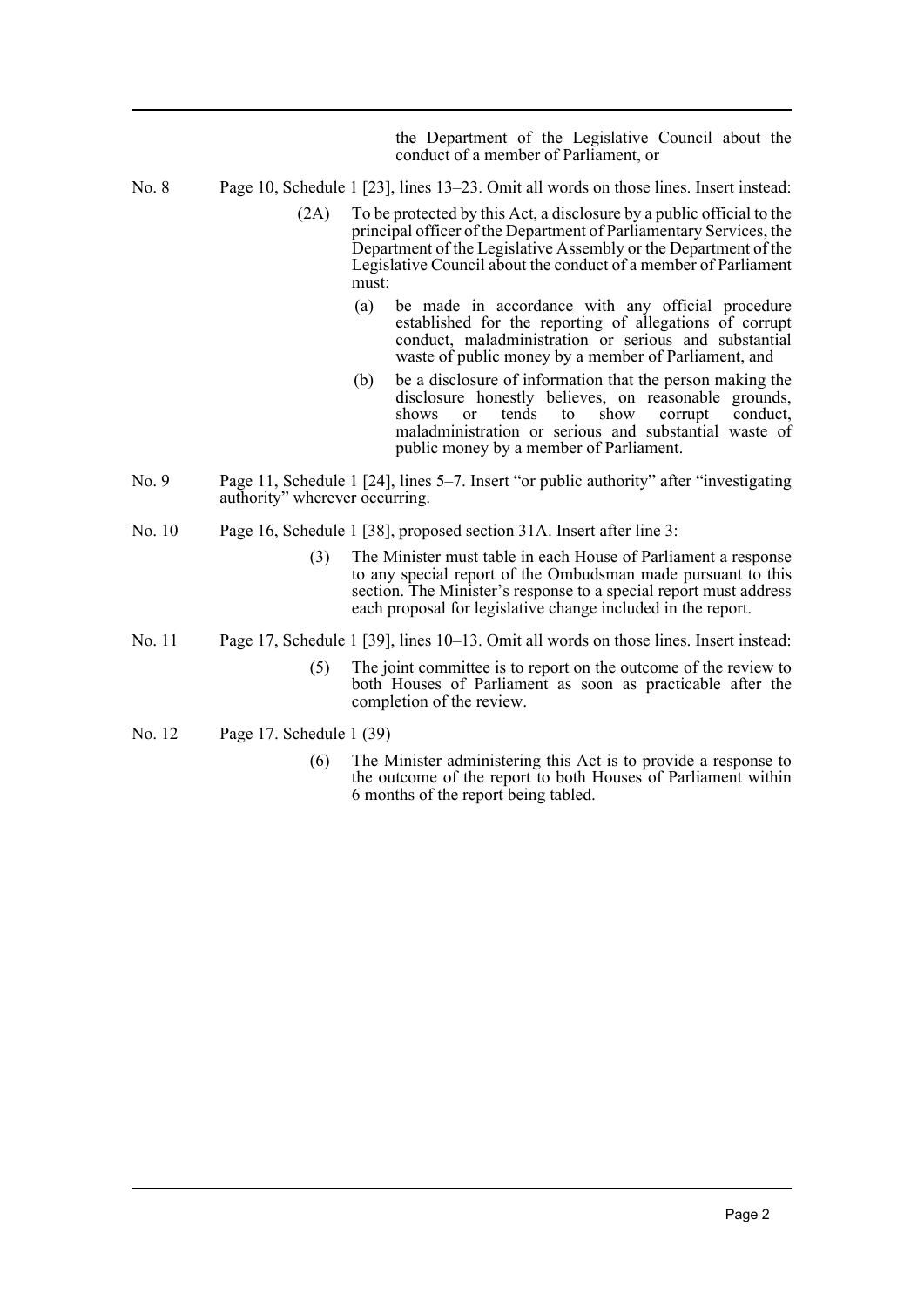the Department of the Legislative Council about the conduct of a member of Parliament, or

No. 8 Page 10, Schedule 1 [23], lines 13–23. Omit all words on those lines. Insert instead:

(2A) To be protected by this Act, a disclosure by a public official to the principal officer of the Department of Parliamentary Services, the Department of the Legislative Assembly or the Department of the Legislative Council about the conduct of a member of Parliament must:

(a) be made in accordance with any official procedure established for the reporting of allegations of corrupt conduct, maladministration or serious and substantial waste of public money by a member of Parliament, and

(b) be a disclosure of information that the person making the disclosure honestly believes, on reasonable grounds, shows or tends to show corrupt conduct, maladministration or serious and substantial waste of public money by a member of Parliament.

No. 9 Page 11, Schedule 1 [24], lines 5–7. Insert "or public authority" after "investigating authority" wherever occurring.

No. 10 Page 16, Schedule 1 [38], proposed section 31A. Insert after line 3:

(3) The Minister must table in each House of Parliament a response to any special report of the Ombudsman made pursuant to this section. The Minister's response to a special report must address each proposal for legislative change included in the report.

No. 11 Page 17, Schedule 1 [39], lines 10–13. Omit all words on those lines. Insert instead:

(5) The joint committee is to report on the outcome of the review to both Houses of Parliament as soon as practicable after the completion of the review.

No. 12 Page 17. Schedule 1 (39)

(6) The Minister administering this Act is to provide a response to the outcome of the report to both Houses of Parliament within 6 months of the report being tabled.